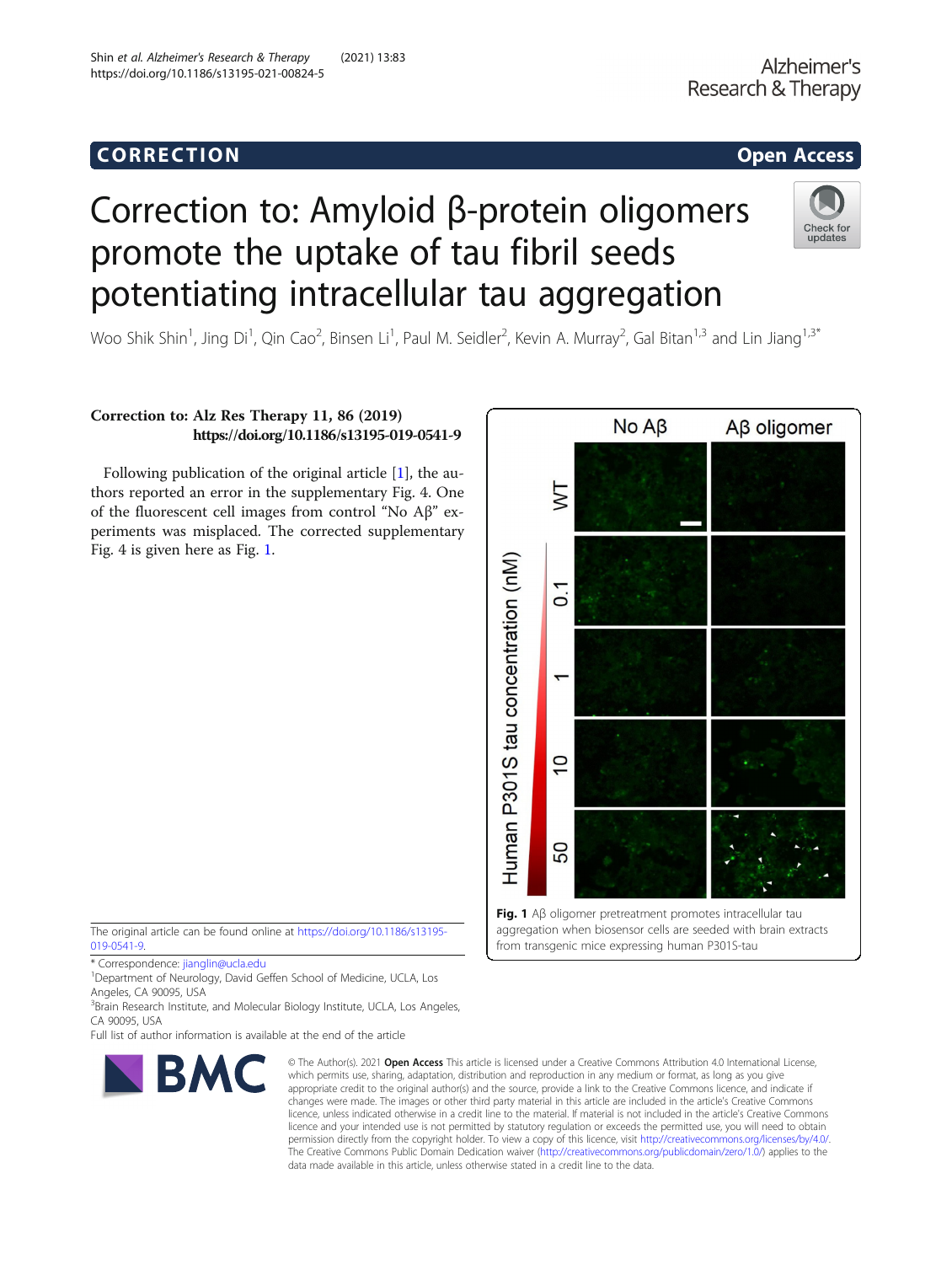CORRECTION — Open Access

# Correction to: Amyloid β-protein oligomers promote the uptake of tau fibril seeds potentiating intracellular tau aggregation

Woo Shik Shin[1], Jing Di[1], Qin Cao[2], Binsen Li[1], Paul M. Seidler[2], Kevin A. Murray[2], Gal Bitan[1,3] and Lin Jiang[1,3*]

**Correction to: Alz Res Therapy 11, 86 (2019)**
**https://doi.org/10.1186/s13195-019-0541-9**

Following publication of the original article [1], the authors reported an error in the supplementary Fig. 4. One of the fluorescent cell images from control "No Aβ" experiments was misplaced. The corrected supplementary Fig. 4 is given here as Fig. 1.

**Fig. 1** Aβ oligomer pretreatment promotes intracellular tau aggregation when biosensor cells are seeded with brain extracts from transgenic mice expressing human P301S-tau

The original article can be found online at https://doi.org/10.1186/s13195-019-0541-9.

\* Correspondence: jianglin@ucla.edu
[1]Department of Neurology, David Geffen School of Medicine, UCLA, Los Angeles, CA 90095, USA
[3]Brain Research Institute, and Molecular Biology Institute, UCLA, Los Angeles, CA 90095, USA
Full list of author information is available at the end of the article

© The Author(s). 2021 **Open Access** This article is licensed under a Creative Commons Attribution 4.0 International License, which permits use, sharing, adaptation, distribution and reproduction in any medium or format, as long as you give appropriate credit to the original author(s) and the source, provide a link to the Creative Commons licence, and indicate if changes were made. The images or other third party material in this article are included in the article's Creative Commons licence, unless indicated otherwise in a credit line to the material. If material is not included in the article's Creative Commons licence and your intended use is not permitted by statutory regulation or exceeds the permitted use, you will need to obtain permission directly from the copyright holder. To view a copy of this licence, visit http://creativecommons.org/licenses/by/4.0/. The Creative Commons Public Domain Dedication waiver (http://creativecommons.org/publicdomain/zero/1.0/) applies to the data made available in this article, unless otherwise stated in a credit line to the data.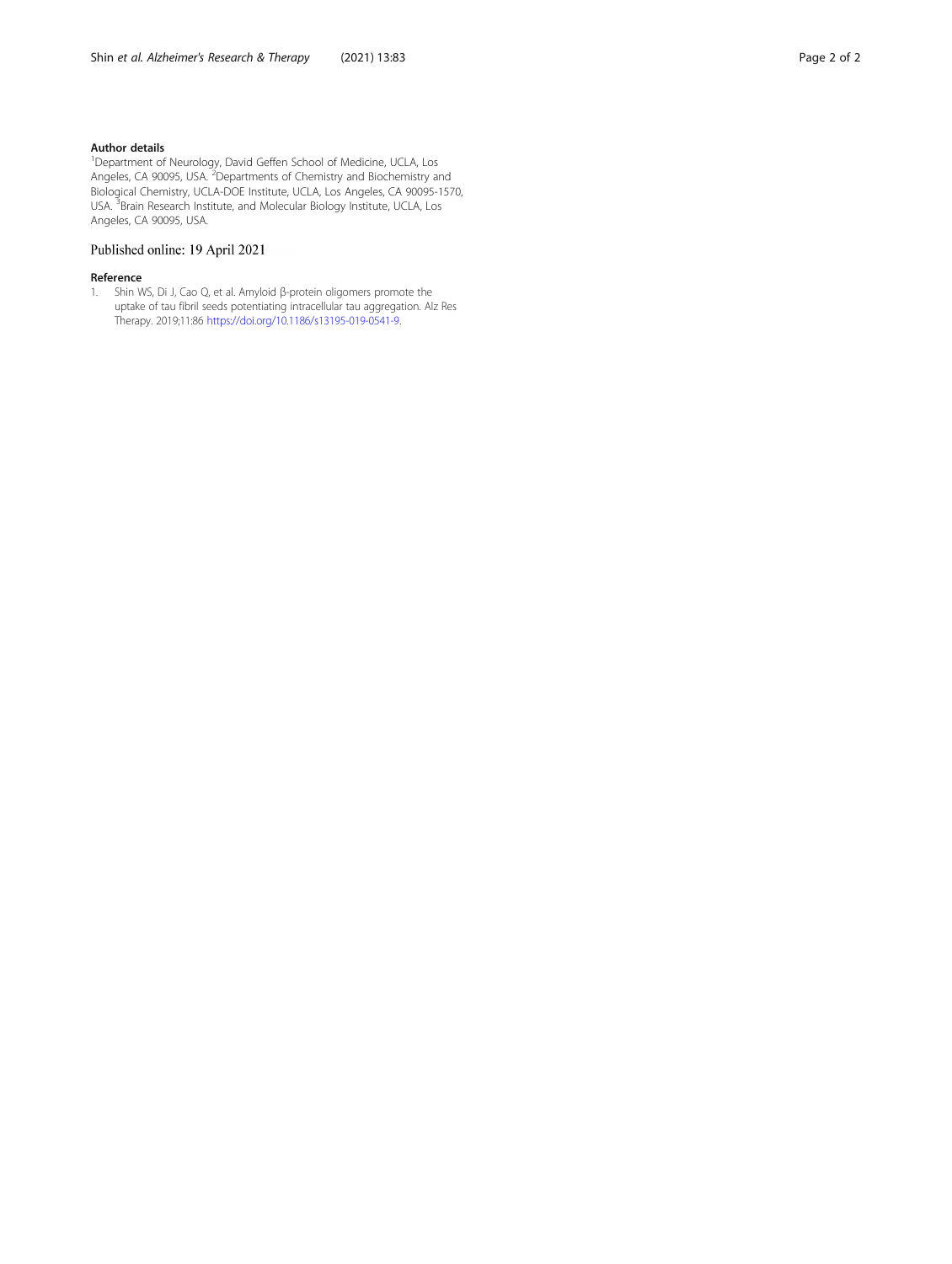### Author details

[1]Department of Neurology, David Geffen School of Medicine, UCLA, Los Angeles, CA 90095, USA. [2]Departments of Chemistry and Biochemistry and Biological Chemistry, UCLA-DOE Institute, UCLA, Los Angeles, CA 90095-1570, USA. [3]Brain Research Institute, and Molecular Biology Institute, UCLA, Los Angeles, CA 90095, USA.

Published online: 19 April 2021

### Reference

1. Shin WS, Di J, Cao Q, et al. Amyloid β-protein oligomers promote the uptake of tau fibril seeds potentiating intracellular tau aggregation. Alz Res Therapy. 2019;11:86 https://doi.org/10.1186/s13195-019-0541-9.